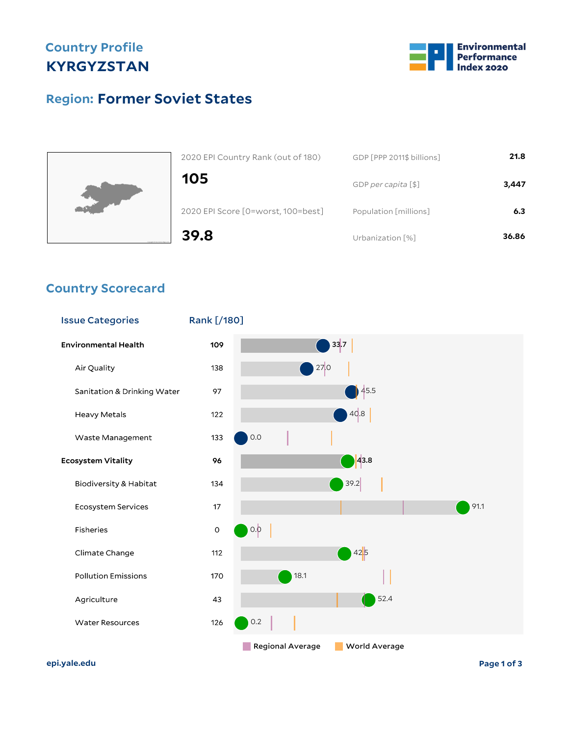Country Profile

# KYRGYZSTAN

## Region: Former Soviet States

| | |
|---|---|
| 2020 EPI Country Rank (out of 180) | **105** |
| 2020 EPI Score [0=worst, 100=best] | **39.8** |

| | |
|---|---|
| GDP [PPP 2011$ billions] | **21.8** |
| GDP *per capita* [$] | **3,447** |
| Population [millions] | **6.3** |
| Urbanization [%] | **36.86** |

## Country Scorecard

| Issue Categories | Rank [/180] | Score |
|---|---|---|
| **Environmental Health** | **109** | **33.7** |
| Air Quality | 138 | 27.0 |
| Sanitation & Drinking Water | 97 | 45.5 |
| Heavy Metals | 122 | 40.8 |
| Waste Management | 133 | 0.0 |
| **Ecosystem Vitality** | **96** | **43.8** |
| Biodiversity & Habitat | 134 | 39.2 |
| Ecosystem Services | 17 | 91.1 |
| Fisheries | 0 | 0.0 |
| Climate Change | 112 | 42.5 |
| Pollution Emissions | 170 | 18.1 |
| Agriculture | 43 | 52.4 |
| Water Resources | 126 | 0.2 |

Regional Average · World Average

epi.yale.edu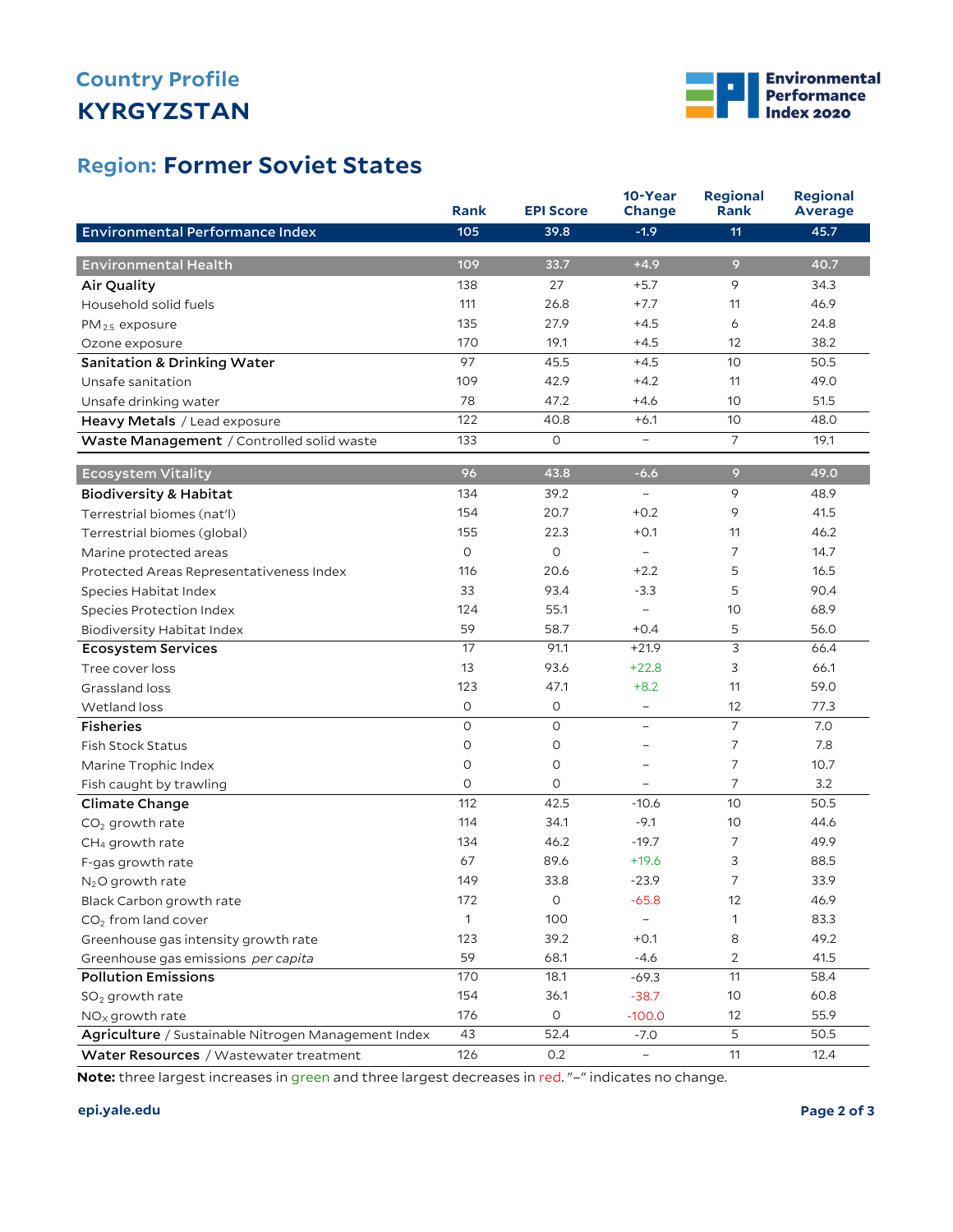# Country Profile
## KYRGYZSTAN

Environmental Performance Index 2020

## Region: Former Soviet States

| | Rank | EPI Score | 10-Year Change | Regional Rank | Regional Average |
|---|---|---|---|---|---|
| **Environmental Performance Index** | 105 | 39.8 | -1.9 | 11 | 45.7 |
| **Environmental Health** | 109 | 33.7 | +4.9 | 9 | 40.7 |
| **Air Quality** | 138 | 27 | +5.7 | 9 | 34.3 |
| Household solid fuels | 111 | 26.8 | +7.7 | 11 | 46.9 |
| $PM_{2.5}$ exposure | 135 | 27.9 | +4.5 | 6 | 24.8 |
| Ozone exposure | 170 | 19.1 | +4.5 | 12 | 38.2 |
| **Sanitation & Drinking Water** | 97 | 45.5 | +4.5 | 10 | 50.5 |
| Unsafe sanitation | 109 | 42.9 | +4.2 | 11 | 49.0 |
| Unsafe drinking water | 78 | 47.2 | +4.6 | 10 | 51.5 |
| **Heavy Metals** / Lead exposure | 122 | 40.8 | +6.1 | 10 | 48.0 |
| **Waste Management** / Controlled solid waste | 133 | 0 | – | 7 | 19.1 |
| **Ecosystem Vitality** | 96 | 43.8 | -6.6 | 9 | 49.0 |
| **Biodiversity & Habitat** | 134 | 39.2 | – | 9 | 48.9 |
| Terrestrial biomes (nat'l) | 154 | 20.7 | +0.2 | 9 | 41.5 |
| Terrestrial biomes (global) | 155 | 22.3 | +0.1 | 11 | 46.2 |
| Marine protected areas | 0 | 0 | – | 7 | 14.7 |
| Protected Areas Representativeness Index | 116 | 20.6 | +2.2 | 5 | 16.5 |
| Species Habitat Index | 33 | 93.4 | -3.3 | 5 | 90.4 |
| Species Protection Index | 124 | 55.1 | – | 10 | 68.9 |
| Biodiversity Habitat Index | 59 | 58.7 | +0.4 | 5 | 56.0 |
| **Ecosystem Services** | 17 | 91.1 | +21.9 | 3 | 66.4 |
| Tree cover loss | 13 | 93.6 | +22.8 | 3 | 66.1 |
| Grassland loss | 123 | 47.1 | +8.2 | 11 | 59.0 |
| Wetland loss | 0 | 0 | – | 12 | 77.3 |
| **Fisheries** | 0 | 0 | – | 7 | 7.0 |
| Fish Stock Status | 0 | 0 | – | 7 | 7.8 |
| Marine Trophic Index | 0 | 0 | – | 7 | 10.7 |
| Fish caught by trawling | 0 | 0 | – | 7 | 3.2 |
| **Climate Change** | 112 | 42.5 | -10.6 | 10 | 50.5 |
| $CO_2$ growth rate | 114 | 34.1 | -9.1 | 10 | 44.6 |
| $CH_4$ growth rate | 134 | 46.2 | -19.7 | 7 | 49.9 |
| F-gas growth rate | 67 | 89.6 | +19.6 | 3 | 88.5 |
| $N_2O$ growth rate | 149 | 33.8 | -23.9 | 7 | 33.9 |
| Black Carbon growth rate | 172 | 0 | -65.8 | 12 | 46.9 |
| $CO_2$ from land cover | 1 | 100 | – | 1 | 83.3 |
| Greenhouse gas intensity growth rate | 123 | 39.2 | +0.1 | 8 | 49.2 |
| Greenhouse gas emissions *per capita* | 59 | 68.1 | -4.6 | 2 | 41.5 |
| **Pollution Emissions** | 170 | 18.1 | -69.3 | 11 | 58.4 |
| $SO_2$ growth rate | 154 | 36.1 | -38.7 | 10 | 60.8 |
| $NO_X$ growth rate | 176 | 0 | -100.0 | 12 | 55.9 |
| **Agriculture** / Sustainable Nitrogen Management Index | 43 | 52.4 | -7.0 | 5 | 50.5 |
| **Water Resources** / Wastewater treatment | 126 | 0.2 | – | 11 | 12.4 |

**Note:** three largest increases in green and three largest decreases in red. "–" indicates no change.

epi.yale.edu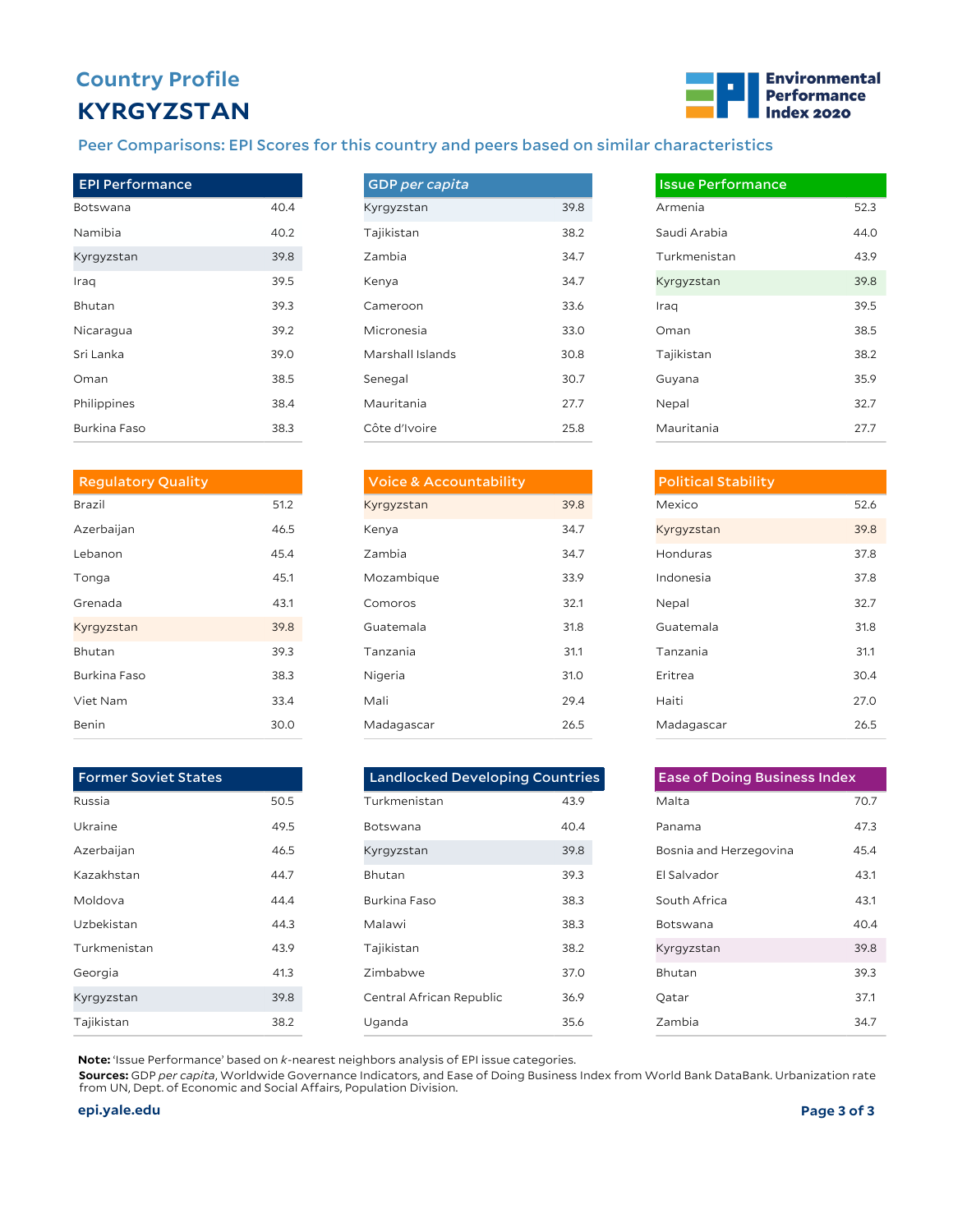# Country Profile

# KYRGYZSTAN

Environmental Performance Index 2020

## Peer Comparisons: EPI Scores for this country and peers based on similar characteristics

| EPI Performance | |
|---|---|
| Botswana | 40.4 |
| Namibia | 40.2 |
| Kyrgyzstan | 39.8 |
| Iraq | 39.5 |
| Bhutan | 39.3 |
| Nicaragua | 39.2 |
| Sri Lanka | 39.0 |
| Oman | 38.5 |
| Philippines | 38.4 |
| Burkina Faso | 38.3 |

| GDP *per capita* | |
|---|---|
| Kyrgyzstan | 39.8 |
| Tajikistan | 38.2 |
| Zambia | 34.7 |
| Kenya | 34.7 |
| Cameroon | 33.6 |
| Micronesia | 33.0 |
| Marshall Islands | 30.8 |
| Senegal | 30.7 |
| Mauritania | 27.7 |
| Côte d'Ivoire | 25.8 |

| Issue Performance | |
|---|---|
| Armenia | 52.3 |
| Saudi Arabia | 44.0 |
| Turkmenistan | 43.9 |
| Kyrgyzstan | 39.8 |
| Iraq | 39.5 |
| Oman | 38.5 |
| Tajikistan | 38.2 |
| Guyana | 35.9 |
| Nepal | 32.7 |
| Mauritania | 27.7 |

| Regulatory Quality | |
|---|---|
| Brazil | 51.2 |
| Azerbaijan | 46.5 |
| Lebanon | 45.4 |
| Tonga | 45.1 |
| Grenada | 43.1 |
| Kyrgyzstan | 39.8 |
| Bhutan | 39.3 |
| Burkina Faso | 38.3 |
| Viet Nam | 33.4 |
| Benin | 30.0 |

| Voice & Accountability | |
|---|---|
| Kyrgyzstan | 39.8 |
| Kenya | 34.7 |
| Zambia | 34.7 |
| Mozambique | 33.9 |
| Comoros | 32.1 |
| Guatemala | 31.8 |
| Tanzania | 31.1 |
| Nigeria | 31.0 |
| Mali | 29.4 |
| Madagascar | 26.5 |

| Political Stability | |
|---|---|
| Mexico | 52.6 |
| Kyrgyzstan | 39.8 |
| Honduras | 37.8 |
| Indonesia | 37.8 |
| Nepal | 32.7 |
| Guatemala | 31.8 |
| Tanzania | 31.1 |
| Eritrea | 30.4 |
| Haiti | 27.0 |
| Madagascar | 26.5 |

| Former Soviet States | |
|---|---|
| Russia | 50.5 |
| Ukraine | 49.5 |
| Azerbaijan | 46.5 |
| Kazakhstan | 44.7 |
| Moldova | 44.4 |
| Uzbekistan | 44.3 |
| Turkmenistan | 43.9 |
| Georgia | 41.3 |
| Kyrgyzstan | 39.8 |
| Tajikistan | 38.2 |

| Landlocked Developing Countries | |
|---|---|
| Turkmenistan | 43.9 |
| Botswana | 40.4 |
| Kyrgyzstan | 39.8 |
| Bhutan | 39.3 |
| Burkina Faso | 38.3 |
| Malawi | 38.3 |
| Tajikistan | 38.2 |
| Zimbabwe | 37.0 |
| Central African Republic | 36.9 |
| Uganda | 35.6 |

| Ease of Doing Business Index | |
|---|---|
| Malta | 70.7 |
| Panama | 47.3 |
| Bosnia and Herzegovina | 45.4 |
| El Salvador | 43.1 |
| South Africa | 43.1 |
| Botswana | 40.4 |
| Kyrgyzstan | 39.8 |
| Bhutan | 39.3 |
| Qatar | 37.1 |
| Zambia | 34.7 |

**Note:** 'Issue Performance' based on *k*-nearest neighbors analysis of EPI issue categories.

**Sources:** GDP *per capita*, Worldwide Governance Indicators, and Ease of Doing Business Index from World Bank DataBank. Urbanization rate from UN, Dept. of Economic and Social Affairs, Population Division.

epi.yale.edu